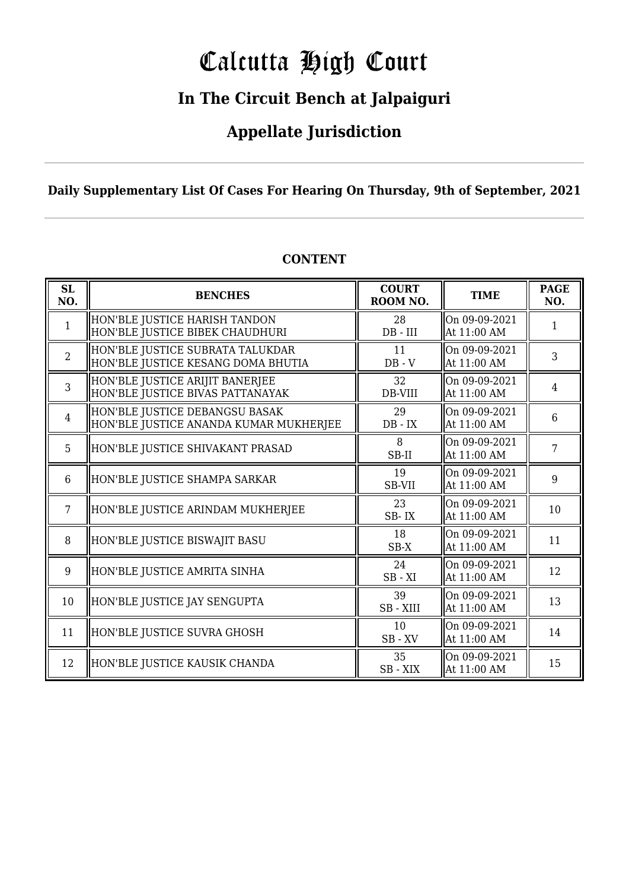# Calcutta High Court

## In The Circuit Bench at Jalpaiguri

## Appellate Jurisdiction

**Daily Supplementary List Of Cases For Hearing On Thursday, 9th of September, 2021**

**CONTENT**

| SL NO. | BENCHES | COURT ROOM NO. | TIME | PAGE NO. |
|---|---|---|---|---|
| 1 | HON'BLE JUSTICE HARISH TANDON<br>HON'BLE JUSTICE BIBEK CHAUDHURI | 28<br>DB - III | On 09-09-2021<br>At 11:00 AM | 1 |
| 2 | HON'BLE JUSTICE SUBRATA TALUKDAR<br>HON'BLE JUSTICE KESANG DOMA BHUTIA | 11<br>DB - V | On 09-09-2021<br>At 11:00 AM | 3 |
| 3 | HON'BLE JUSTICE ARIJIT BANERJEE<br>HON'BLE JUSTICE BIVAS PATTANAYAK | 32<br>DB-VIII | On 09-09-2021<br>At 11:00 AM | 4 |
| 4 | HON'BLE JUSTICE DEBANGSU BASAK<br>HON'BLE JUSTICE ANANDA KUMAR MUKHERJEE | 29<br>DB - IX | On 09-09-2021<br>At 11:00 AM | 6 |
| 5 | HON'BLE JUSTICE SHIVAKANT PRASAD | 8<br>SB-II | On 09-09-2021<br>At 11:00 AM | 7 |
| 6 | HON'BLE JUSTICE SHAMPA SARKAR | 19<br>SB-VII | On 09-09-2021<br>At 11:00 AM | 9 |
| 7 | HON'BLE JUSTICE ARINDAM MUKHERJEE | 23<br>SB- IX | On 09-09-2021<br>At 11:00 AM | 10 |
| 8 | HON'BLE JUSTICE BISWAJIT BASU | 18<br>SB-X | On 09-09-2021<br>At 11:00 AM | 11 |
| 9 | HON'BLE JUSTICE AMRITA SINHA | 24<br>SB - XI | On 09-09-2021<br>At 11:00 AM | 12 |
| 10 | HON'BLE JUSTICE JAY SENGUPTA | 39<br>SB - XIII | On 09-09-2021<br>At 11:00 AM | 13 |
| 11 | HON'BLE JUSTICE SUVRA GHOSH | 10<br>SB - XV | On 09-09-2021<br>At 11:00 AM | 14 |
| 12 | HON'BLE JUSTICE KAUSIK CHANDA | 35<br>SB - XIX | On 09-09-2021<br>At 11:00 AM | 15 |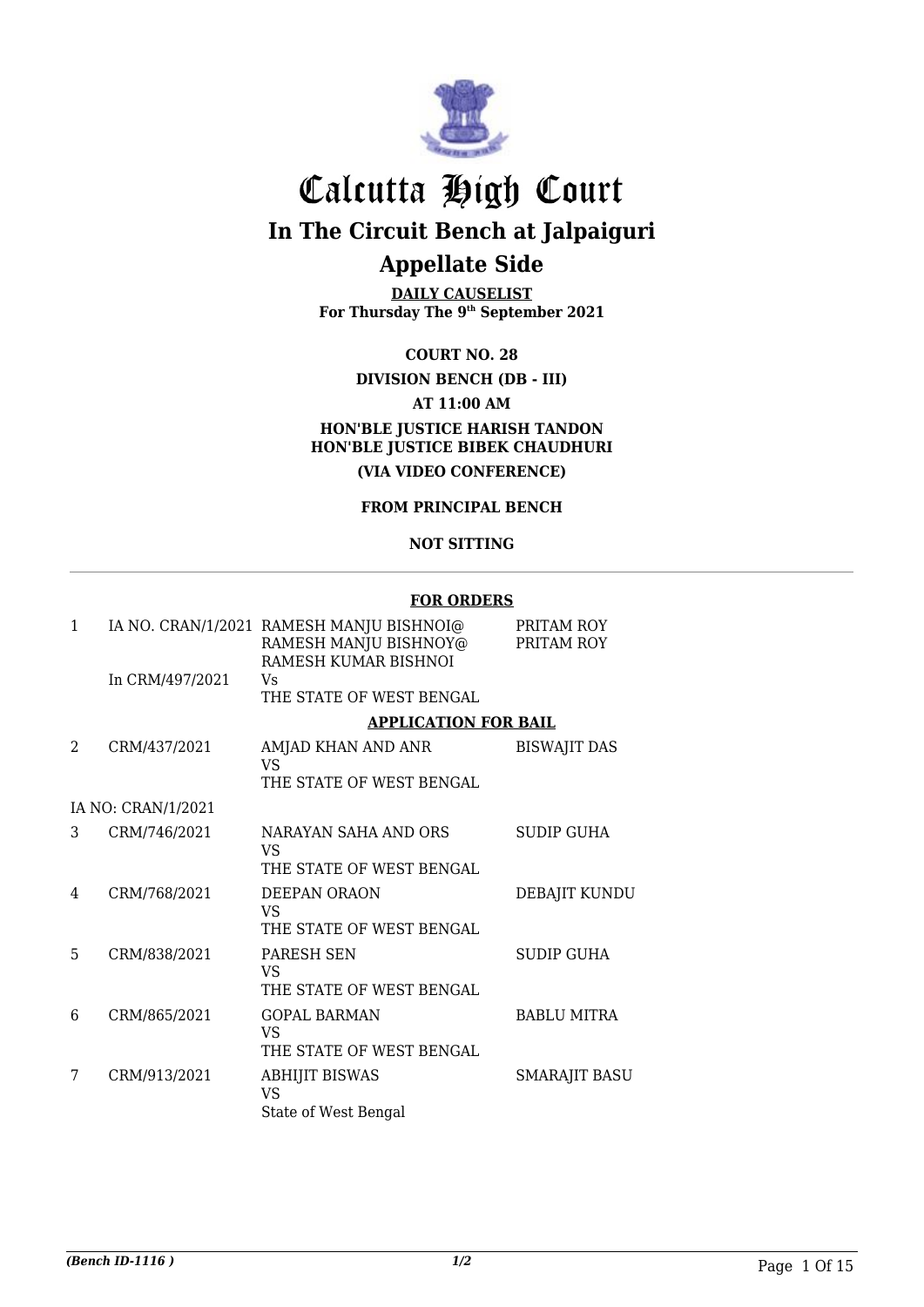# Calcutta High Court

## In The Circuit Bench at Jalpaiguri

## Appellate Side

**DAILY CAUSELIST**
**For Thursday The 9th September 2021**

**COURT NO. 28**

**DIVISION BENCH (DB - III)**

**AT 11:00 AM**

**HON'BLE JUSTICE HARISH TANDON**
**HON'BLE JUSTICE BIBEK CHAUDHURI**

**(VIA VIDEO CONFERENCE)**

**FROM PRINCIPAL BENCH**

**NOT SITTING**

**FOR ORDERS**

| | | | |
|---|---|---|---|
| 1 | IA NO. CRAN/1/2021<br>In CRM/497/2021 | RAMESH MANJU BISHNOI@ RAMESH MANJU BISHNOY@ RAMESH KUMAR BISHNOI<br>Vs<br>THE STATE OF WEST BENGAL | PRITAM ROY<br>PRITAM ROY |

**APPLICATION FOR BAIL**

| | | | |
|---|---|---|---|
| 2 | CRM/437/2021<br>IA NO: CRAN/1/2021 | AMJAD KHAN AND ANR<br>VS<br>THE STATE OF WEST BENGAL | BISWAJIT DAS |
| 3 | CRM/746/2021 | NARAYAN SAHA AND ORS<br>VS<br>THE STATE OF WEST BENGAL | SUDIP GUHA |
| 4 | CRM/768/2021 | DEEPAN ORAON<br>VS<br>THE STATE OF WEST BENGAL | DEBAJIT KUNDU |
| 5 | CRM/838/2021 | PARESH SEN<br>VS<br>THE STATE OF WEST BENGAL | SUDIP GUHA |
| 6 | CRM/865/2021 | GOPAL BARMAN<br>VS<br>THE STATE OF WEST BENGAL | BABLU MITRA |
| 7 | CRM/913/2021 | ABHIJIT BISWAS<br>VS<br>State of West Bengal | SMARAJIT BASU |

*(Bench ID-1116 )* 1/2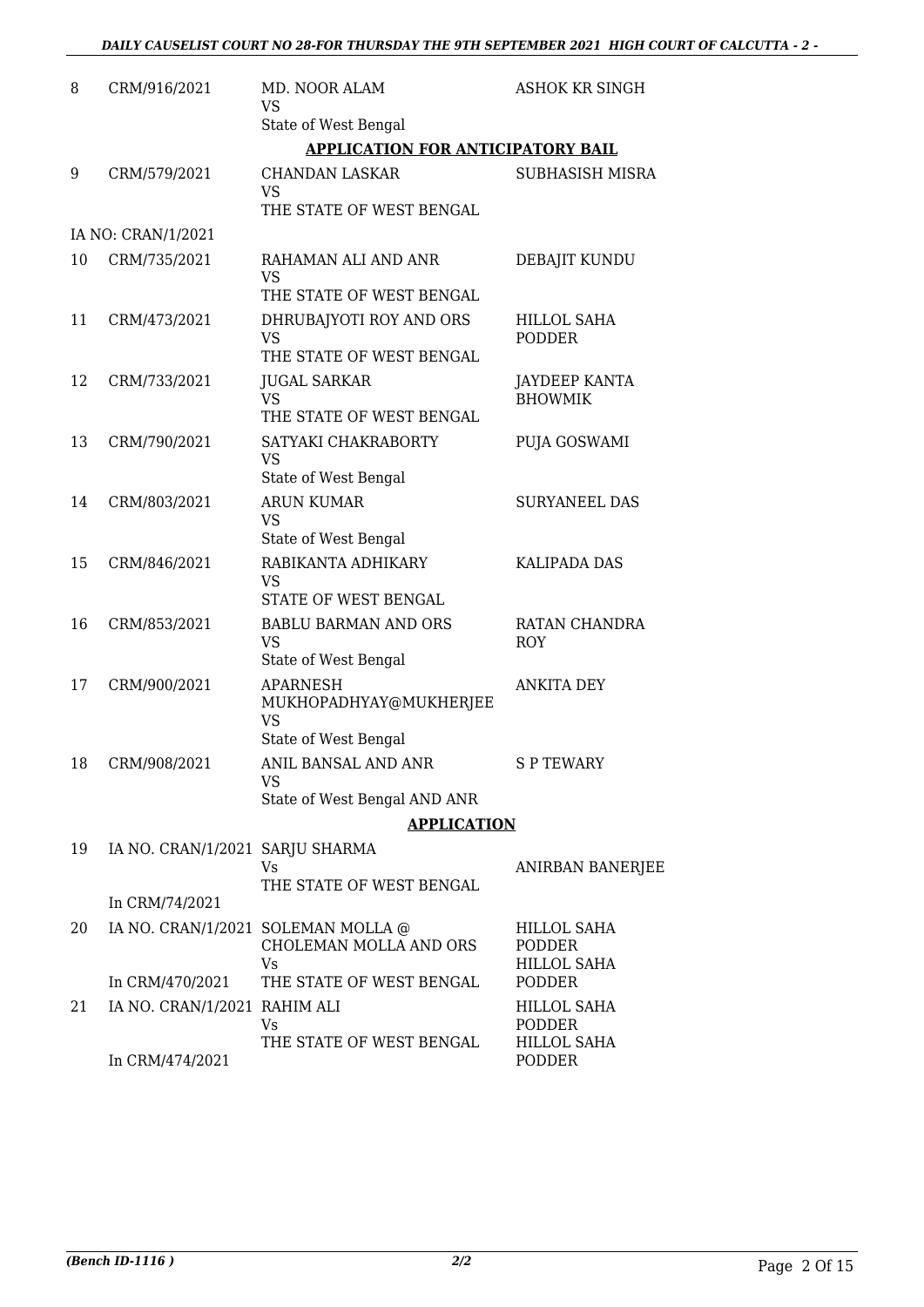| 8 | CRM/916/2021 | MD. NOOR ALAM<br>VS<br>State of West Bengal | ASHOK KR SINGH |
|---|---|---|---|

**APPLICATION FOR ANTICIPATORY BAIL**

| | | | |
|---|---|---|---|
| 9 | CRM/579/2021 | CHANDAN LASKAR<br>VS<br>THE STATE OF WEST BENGAL | SUBHASISH MISRA |
| | IA NO: CRAN/1/2021 | | |
| 10 | CRM/735/2021 | RAHAMAN ALI AND ANR<br>VS<br>THE STATE OF WEST BENGAL | DEBAJIT KUNDU |
| 11 | CRM/473/2021 | DHRUBAJYOTI ROY AND ORS<br>VS<br>THE STATE OF WEST BENGAL | HILLOL SAHA PODDER |
| 12 | CRM/733/2021 | JUGAL SARKAR<br>VS<br>THE STATE OF WEST BENGAL | JAYDEEP KANTA BHOWMIK |
| 13 | CRM/790/2021 | SATYAKI CHAKRABORTY<br>VS<br>State of West Bengal | PUJA GOSWAMI |
| 14 | CRM/803/2021 | ARUN KUMAR<br>VS<br>State of West Bengal | SURYANEEL DAS |
| 15 | CRM/846/2021 | RABIKANTA ADHIKARY<br>VS<br>STATE OF WEST BENGAL | KALIPADA DAS |
| 16 | CRM/853/2021 | BABLU BARMAN AND ORS<br>VS<br>State of West Bengal | RATAN CHANDRA ROY |
| 17 | CRM/900/2021 | APARNESH MUKHOPADHYAY@MUKHERJEE<br>VS<br>State of West Bengal | ANKITA DEY |
| 18 | CRM/908/2021 | ANIL BANSAL AND ANR<br>VS<br>State of West Bengal AND ANR | S P TEWARY |

**APPLICATION**

| | | | |
|---|---|---|---|
| 19 | IA NO. CRAN/1/2021<br>In CRM/74/2021 | SARJU SHARMA<br>Vs<br>THE STATE OF WEST BENGAL | ANIRBAN BANERJEE |
| 20 | IA NO. CRAN/1/2021<br>In CRM/470/2021 | SOLEMAN MOLLA @ CHOLEMAN MOLLA AND ORS<br>Vs<br>THE STATE OF WEST BENGAL | HILLOL SAHA PODDER<br>HILLOL SAHA PODDER |
| 21 | IA NO. CRAN/1/2021<br>In CRM/474/2021 | RAHIM ALI<br>Vs<br>THE STATE OF WEST BENGAL | HILLOL SAHA PODDER<br>HILLOL SAHA PODDER |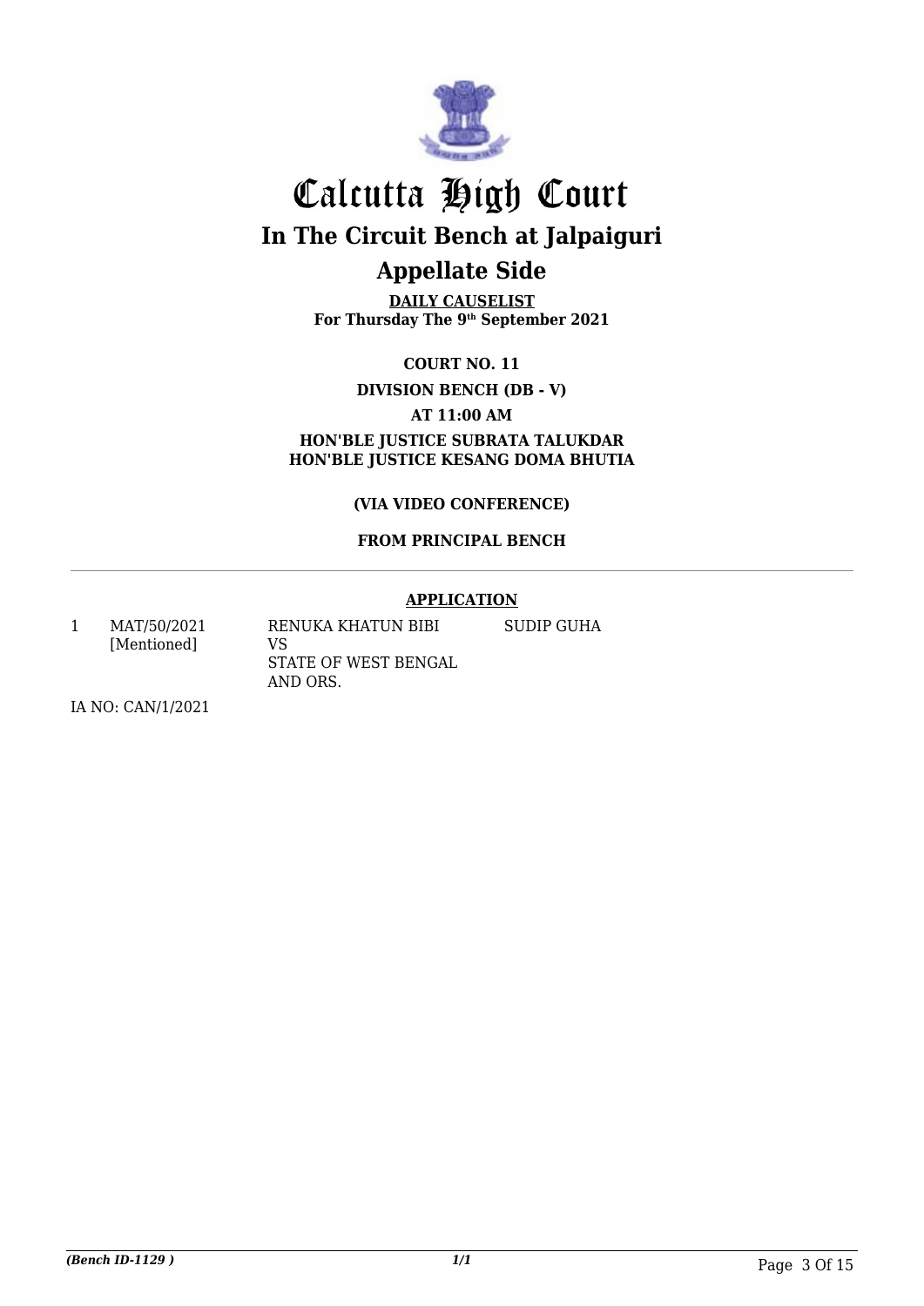# Calcutta High Court

## In The Circuit Bench at Jalpaiguri

## Appellate Side

**DAILY CAUSELIST**
**For Thursday The 9th September 2021**

**COURT NO. 11**

**DIVISION BENCH (DB - V)**

**AT 11:00 AM**

**HON'BLE JUSTICE SUBRATA TALUKDAR**
**HON'BLE JUSTICE KESANG DOMA BHUTIA**

**(VIA VIDEO CONFERENCE)**

**FROM PRINCIPAL BENCH**

---

**APPLICATION**

| | | | |
|---|---|---|---|
| 1 | MAT/50/2021 [Mentioned] | RENUKA KHATUN BIBI VS STATE OF WEST BENGAL AND ORS. | SUDIP GUHA |

IA NO: CAN/1/2021

*(Bench ID-1129 )* 1/1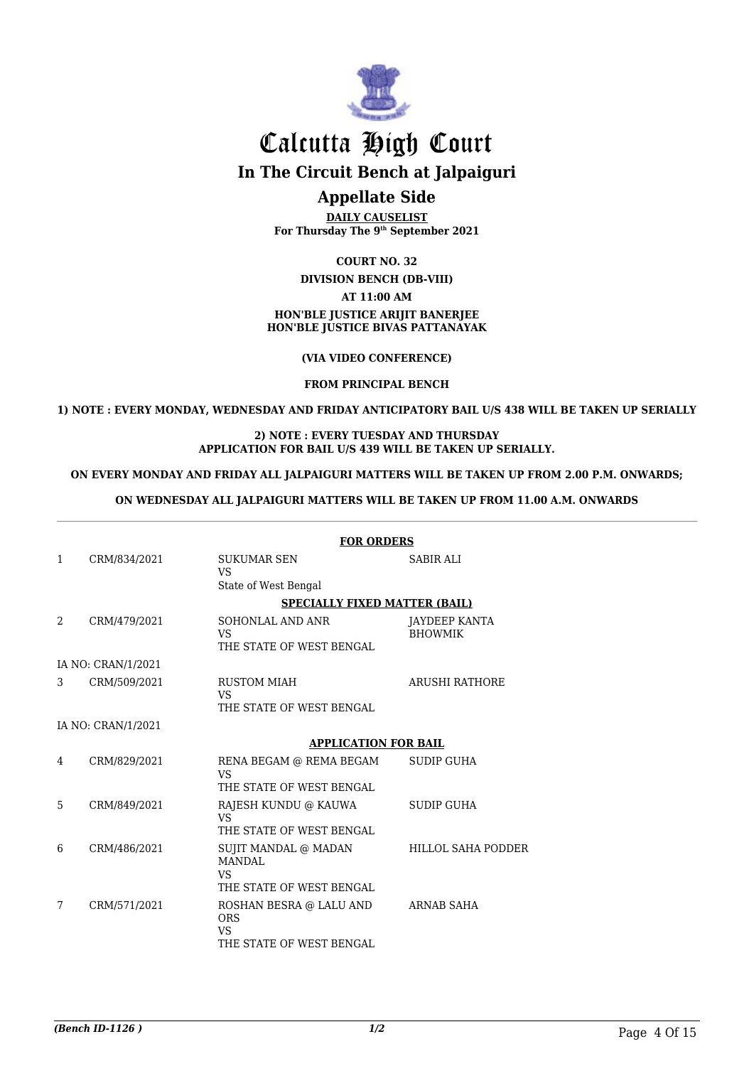# Calcutta High Court

## In The Circuit Bench at Jalpaiguri

## Appellate Side

**DAILY CAUSELIST**
**For Thursday The 9th September 2021**

**COURT NO. 32**

**DIVISION BENCH (DB-VIII)**

**AT 11:00 AM**

**HON'BLE JUSTICE ARIJIT BANERJEE**
**HON'BLE JUSTICE BIVAS PATTANAYAK**

**(VIA VIDEO CONFERENCE)**

**FROM PRINCIPAL BENCH**

**1) NOTE : EVERY MONDAY, WEDNESDAY AND FRIDAY ANTICIPATORY BAIL U/S 438 WILL BE TAKEN UP SERIALLY**

**2) NOTE : EVERY TUESDAY AND THURSDAY APPLICATION FOR BAIL U/S 439 WILL BE TAKEN UP SERIALLY.**

**ON EVERY MONDAY AND FRIDAY ALL JALPAIGURI MATTERS WILL BE TAKEN UP FROM 2.00 P.M. ONWARDS;**

**ON WEDNESDAY ALL JALPAIGURI MATTERS WILL BE TAKEN UP FROM 11.00 A.M. ONWARDS**

**FOR ORDERS**

| | | | |
|---|---|---|---|
| 1 | CRM/834/2021 | SUKUMAR SEN<br>VS<br>State of West Bengal | SABIR ALI |

**SPECIALLY FIXED MATTER (BAIL)**

| | | | |
|---|---|---|---|
| 2 | CRM/479/2021 | SOHONLAL AND ANR<br>VS<br>THE STATE OF WEST BENGAL | JAYDEEP KANTA BHOWMIK |
| IA NO: CRAN/1/2021 | | | |
| 3 | CRM/509/2021 | RUSTOM MIAH<br>VS<br>THE STATE OF WEST BENGAL | ARUSHI RATHORE |
| IA NO: CRAN/1/2021 | | | |

**APPLICATION FOR BAIL**

| | | | |
|---|---|---|---|
| 4 | CRM/829/2021 | RENA BEGAM @ REMA BEGAM<br>VS<br>THE STATE OF WEST BENGAL | SUDIP GUHA |
| 5 | CRM/849/2021 | RAJESH KUNDU @ KAUWA<br>VS<br>THE STATE OF WEST BENGAL | SUDIP GUHA |
| 6 | CRM/486/2021 | SUJIT MANDAL @ MADAN MANDAL<br>VS<br>THE STATE OF WEST BENGAL | HILLOL SAHA PODDER |
| 7 | CRM/571/2021 | ROSHAN BESRA @ LALU AND ORS<br>VS<br>THE STATE OF WEST BENGAL | ARNAB SAHA |

*(Bench ID-1126 )* 1/2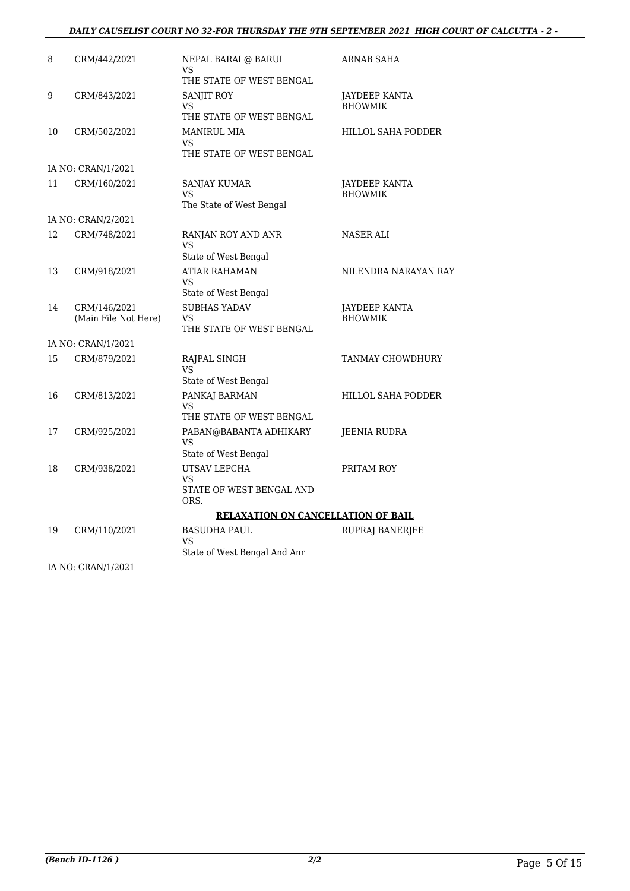| | | | |
|---|---|---|---|
| 8 | CRM/442/2021 | NEPAL BARAI @ BARUI<br>VS<br>THE STATE OF WEST BENGAL | ARNAB SAHA |
| 9 | CRM/843/2021 | SANJIT ROY<br>VS<br>THE STATE OF WEST BENGAL | JAYDEEP KANTA BHOWMIK |
| 10 | CRM/502/2021 | MANIRUL MIA<br>VS<br>THE STATE OF WEST BENGAL | HILLOL SAHA PODDER |
| | IA NO: CRAN/1/2021 | | |
| 11 | CRM/160/2021 | SANJAY KUMAR<br>VS<br>The State of West Bengal | JAYDEEP KANTA BHOWMIK |
| | IA NO: CRAN/2/2021 | | |
| 12 | CRM/748/2021 | RANJAN ROY AND ANR<br>VS<br>State of West Bengal | NASER ALI |
| 13 | CRM/918/2021 | ATIAR RAHAMAN<br>VS<br>State of West Bengal | NILENDRA NARAYAN RAY |
| 14 | CRM/146/2021<br>(Main File Not Here) | SUBHAS YADAV<br>VS<br>THE STATE OF WEST BENGAL | JAYDEEP KANTA BHOWMIK |
| | IA NO: CRAN/1/2021 | | |
| 15 | CRM/879/2021 | RAJPAL SINGH<br>VS<br>State of West Bengal | TANMAY CHOWDHURY |
| 16 | CRM/813/2021 | PANKAJ BARMAN<br>VS<br>THE STATE OF WEST BENGAL | HILLOL SAHA PODDER |
| 17 | CRM/925/2021 | PABAN@BABANTA ADHIKARY<br>VS<br>State of West Bengal | JEENIA RUDRA |
| 18 | CRM/938/2021 | UTSAV LEPCHA<br>VS<br>STATE OF WEST BENGAL AND ORS. | PRITAM ROY |

**RELAXATION ON CANCELLATION OF BAIL**

| | | | |
|---|---|---|---|
| 19 | CRM/110/2021 | BASUDHA PAUL<br>VS<br>State of West Bengal And Anr | RUPRAJ BANERJEE |
| | IA NO: CRAN/1/2021 | | |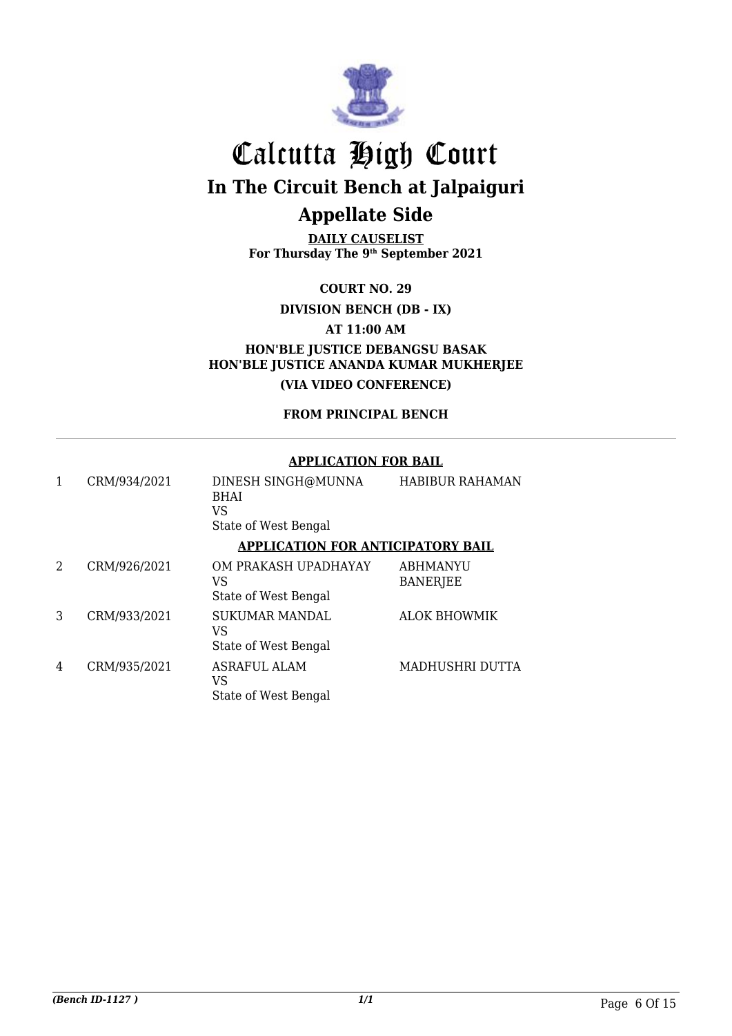# Calcutta High Court

## In The Circuit Bench at Jalpaiguri

## Appellate Side

**DAILY CAUSELIST**
**For Thursday The 9th September 2021**

**COURT NO. 29**

**DIVISION BENCH (DB - IX)**

**AT 11:00 AM**

**HON'BLE JUSTICE DEBANGSU BASAK**
**HON'BLE JUSTICE ANANDA KUMAR MUKHERJEE**

**(VIA VIDEO CONFERENCE)**

**FROM PRINCIPAL BENCH**

**APPLICATION FOR BAIL**

| | | | |
|---|---|---|---|
| 1 | CRM/934/2021 | DINESH SINGH@MUNNA BHAI<br>VS<br>State of West Bengal | HABIBUR RAHAMAN |

**APPLICATION FOR ANTICIPATORY BAIL**

| | | | |
|---|---|---|---|
| 2 | CRM/926/2021 | OM PRAKASH UPADHAYAY<br>VS<br>State of West Bengal | ABHMANYU BANERJEE |
| 3 | CRM/933/2021 | SUKUMAR MANDAL<br>VS<br>State of West Bengal | ALOK BHOWMIK |
| 4 | CRM/935/2021 | ASRAFUL ALAM<br>VS<br>State of West Bengal | MADHUSHRI DUTTA |

*(Bench ID-1127 )* *1/1*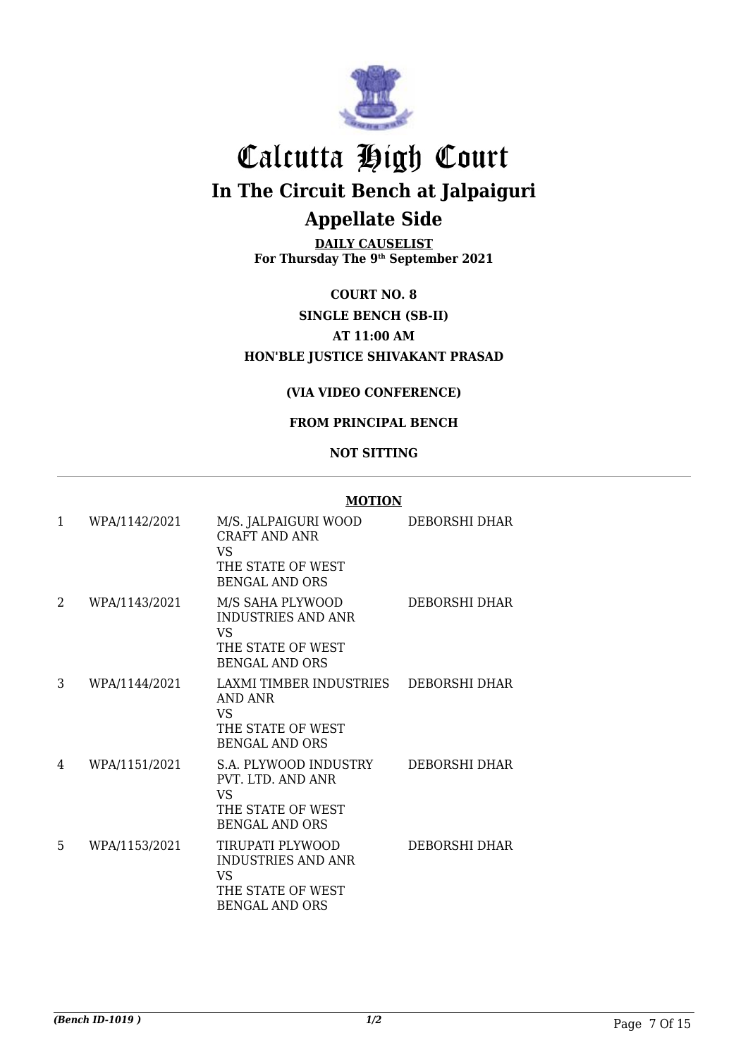# Calcutta High Court

## In The Circuit Bench at Jalpaiguri

## Appellate Side

**DAILY CAUSELIST**
**For Thursday The 9th September 2021**

**COURT NO. 8**

**SINGLE BENCH (SB-II)**

**AT 11:00 AM**

**HON'BLE JUSTICE SHIVAKANT PRASAD**

**(VIA VIDEO CONFERENCE)**

**FROM PRINCIPAL BENCH**

**NOT SITTING**

**MOTION**

| | | | |
|---|---|---|---|
| 1 | WPA/1142/2021 | M/S. JALPAIGURI WOOD CRAFT AND ANR<br>VS<br>THE STATE OF WEST BENGAL AND ORS | DEBORSHI DHAR |
| 2 | WPA/1143/2021 | M/S SAHA PLYWOOD INDUSTRIES AND ANR<br>VS<br>THE STATE OF WEST BENGAL AND ORS | DEBORSHI DHAR |
| 3 | WPA/1144/2021 | LAXMI TIMBER INDUSTRIES AND ANR<br>VS<br>THE STATE OF WEST BENGAL AND ORS | DEBORSHI DHAR |
| 4 | WPA/1151/2021 | S.A. PLYWOOD INDUSTRY PVT. LTD. AND ANR<br>VS<br>THE STATE OF WEST BENGAL AND ORS | DEBORSHI DHAR |
| 5 | WPA/1153/2021 | TIRUPATI PLYWOOD INDUSTRIES AND ANR<br>VS<br>THE STATE OF WEST BENGAL AND ORS | DEBORSHI DHAR |

*(Bench ID-1019 )* 1/2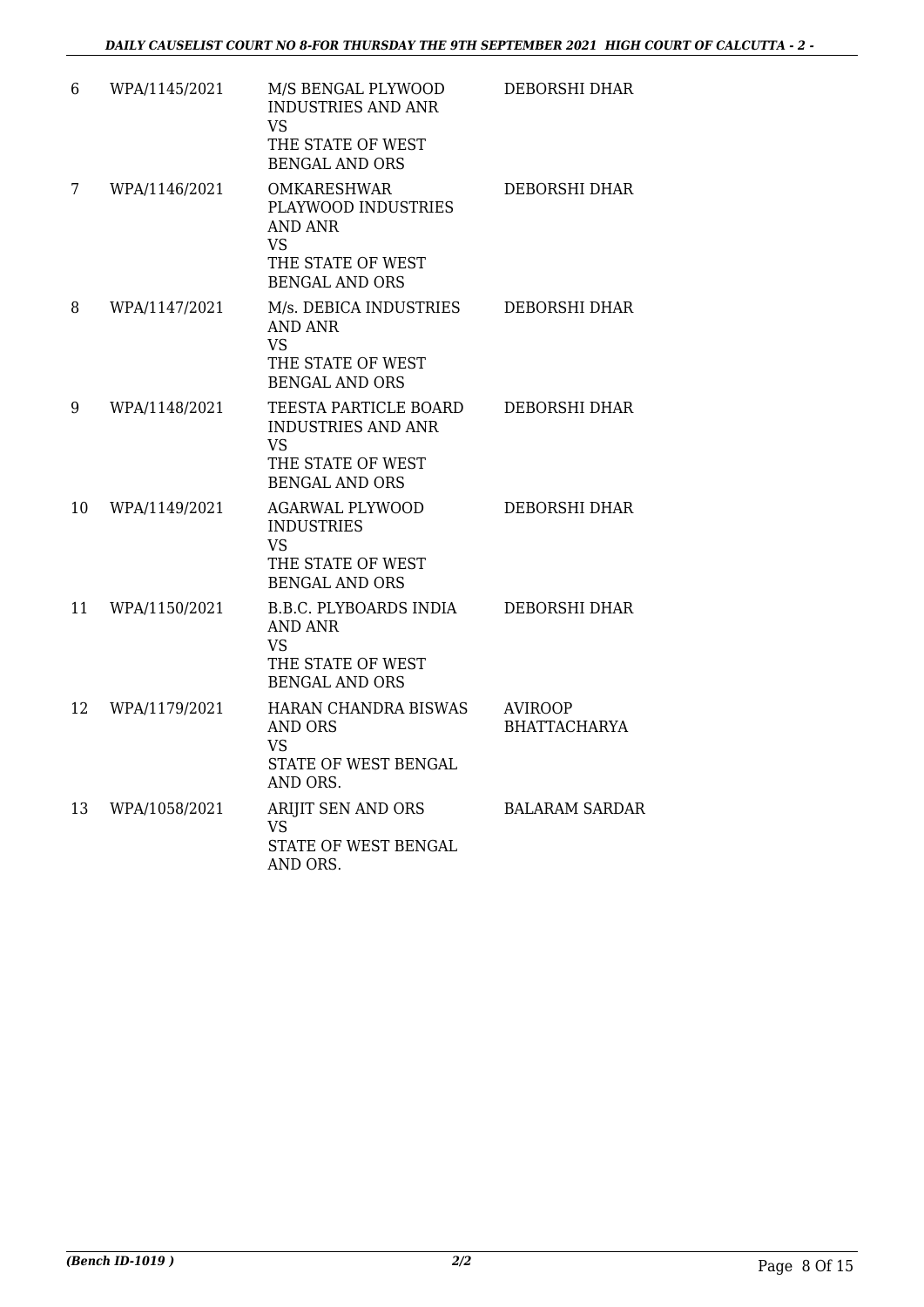| | | | |
|---|---|---|---|
| 6 | WPA/1145/2021 | M/S BENGAL PLYWOOD INDUSTRIES AND ANR<br>VS<br>THE STATE OF WEST BENGAL AND ORS | DEBORSHI DHAR |
| 7 | WPA/1146/2021 | OMKARESHWAR PLAYWOOD INDUSTRIES AND ANR<br>VS<br>THE STATE OF WEST BENGAL AND ORS | DEBORSHI DHAR |
| 8 | WPA/1147/2021 | M/s. DEBICA INDUSTRIES AND ANR<br>VS<br>THE STATE OF WEST BENGAL AND ORS | DEBORSHI DHAR |
| 9 | WPA/1148/2021 | TEESTA PARTICLE BOARD INDUSTRIES AND ANR<br>VS<br>THE STATE OF WEST BENGAL AND ORS | DEBORSHI DHAR |
| 10 | WPA/1149/2021 | AGARWAL PLYWOOD INDUSTRIES<br>VS<br>THE STATE OF WEST BENGAL AND ORS | DEBORSHI DHAR |
| 11 | WPA/1150/2021 | B.B.C. PLYBOARDS INDIA AND ANR<br>VS<br>THE STATE OF WEST BENGAL AND ORS | DEBORSHI DHAR |
| 12 | WPA/1179/2021 | HARAN CHANDRA BISWAS AND ORS<br>VS<br>STATE OF WEST BENGAL AND ORS. | AVIROOP BHATTACHARYA |
| 13 | WPA/1058/2021 | ARIJIT SEN AND ORS<br>VS<br>STATE OF WEST BENGAL AND ORS. | BALARAM SARDAR |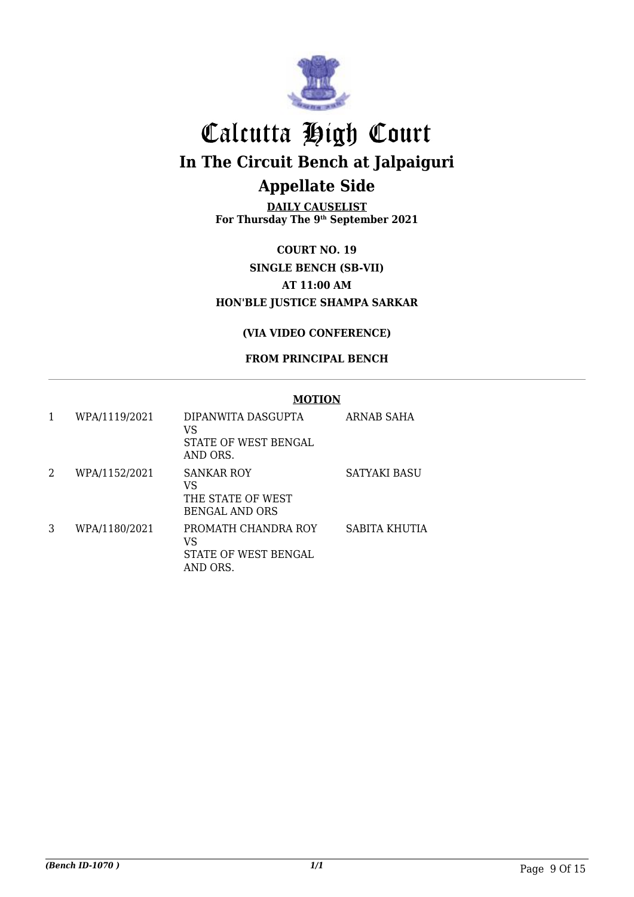# Calcutta High Court

## In The Circuit Bench at Jalpaiguri

## Appellate Side

**DAILY CAUSELIST**
**For Thursday The 9th September 2021**

**COURT NO. 19**
**SINGLE BENCH (SB-VII)**
**AT 11:00 AM**
**HON'BLE JUSTICE SHAMPA SARKAR**

**(VIA VIDEO CONFERENCE)**

**FROM PRINCIPAL BENCH**

**MOTION**

| | | | |
|---|---|---|---|
| 1 | WPA/1119/2021 | DIPANWITA DASGUPTA<br>VS<br>STATE OF WEST BENGAL AND ORS. | ARNAB SAHA |
| 2 | WPA/1152/2021 | SANKAR ROY<br>VS<br>THE STATE OF WEST BENGAL AND ORS | SATYAKI BASU |
| 3 | WPA/1180/2021 | PROMATH CHANDRA ROY<br>VS<br>STATE OF WEST BENGAL AND ORS. | SABITA KHUTIA |

*(Bench ID-1070 )* *1/1*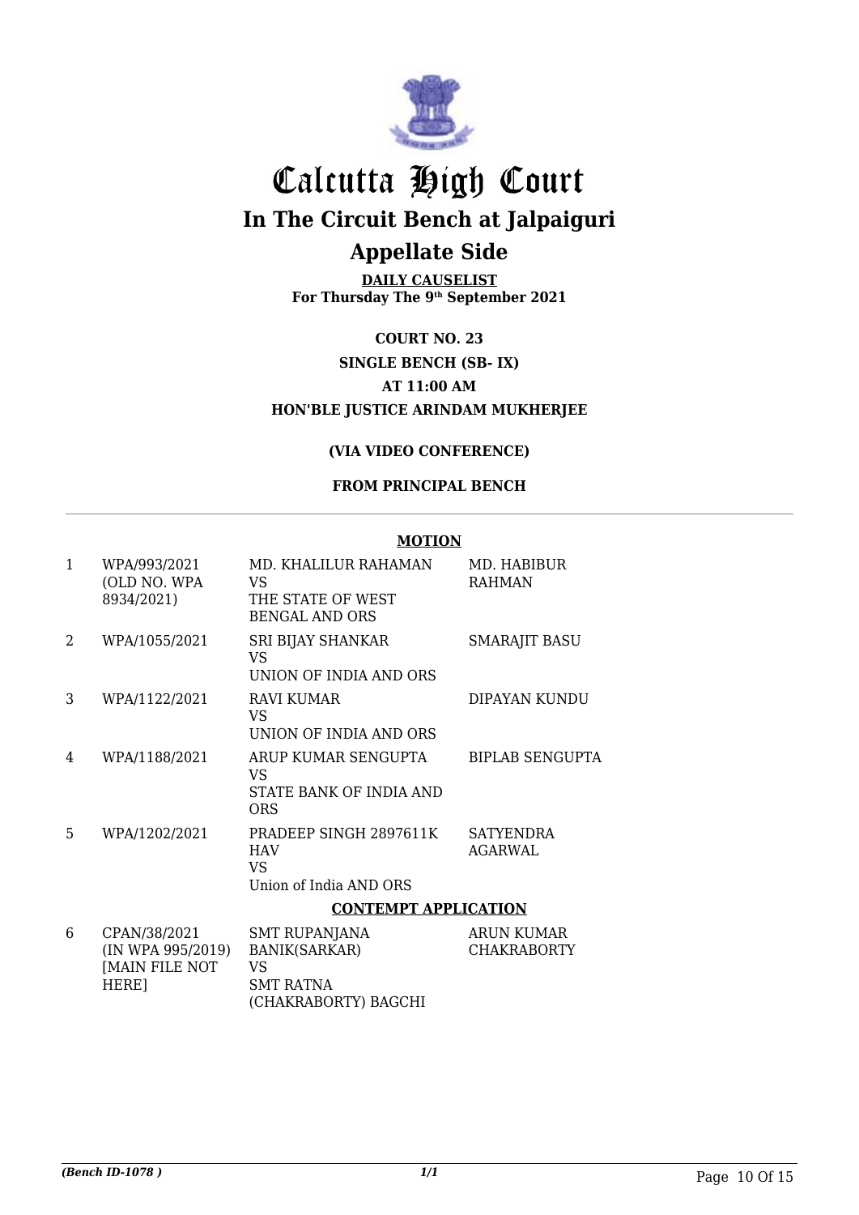# Calcutta High Court

## In The Circuit Bench at Jalpaiguri

## Appellate Side

**DAILY CAUSELIST**
**For Thursday The 9th September 2021**

**COURT NO. 23**

**SINGLE BENCH (SB- IX)**

**AT 11:00 AM**

**HON'BLE JUSTICE ARINDAM MUKHERJEE**

**(VIA VIDEO CONFERENCE)**

**FROM PRINCIPAL BENCH**

**MOTION**

| | | | |
|---|---|---|---|
| 1 | WPA/993/2021 (OLD NO. WPA 8934/2021) | MD. KHALILUR RAHAMAN VS THE STATE OF WEST BENGAL AND ORS | MD. HABIBUR RAHMAN |
| 2 | WPA/1055/2021 | SRI BIJAY SHANKAR VS UNION OF INDIA AND ORS | SMARAJIT BASU |
| 3 | WPA/1122/2021 | RAVI KUMAR VS UNION OF INDIA AND ORS | DIPAYAN KUNDU |
| 4 | WPA/1188/2021 | ARUP KUMAR SENGUPTA VS STATE BANK OF INDIA AND ORS | BIPLAB SENGUPTA |
| 5 | WPA/1202/2021 | PRADEEP SINGH 2897611K HAV VS Union of India AND ORS | SATYENDRA AGARWAL |

**CONTEMPT APPLICATION**

| | | | |
|---|---|---|---|
| 6 | CPAN/38/2021 (IN WPA 995/2019) [MAIN FILE NOT HERE] | SMT RUPANJANA BANIK(SARKAR) VS SMT RATNA (CHAKRABORTY) BAGCHI | ARUN KUMAR CHAKRABORTY |

*(Bench ID-1078 )*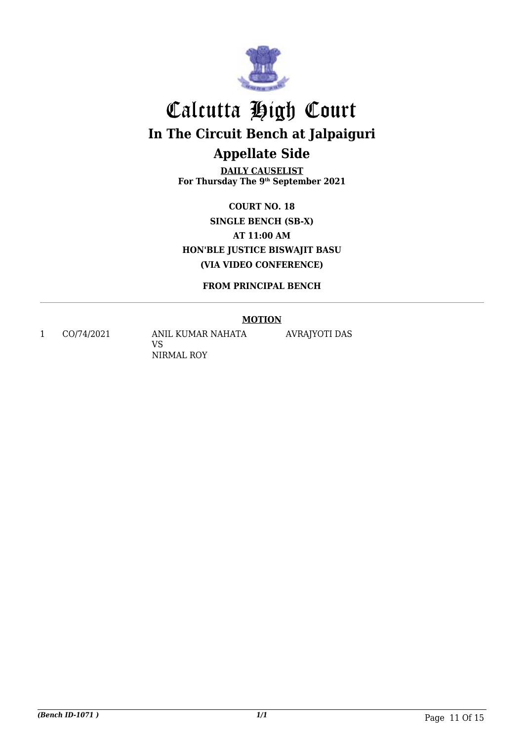# Calcutta High Court

## In The Circuit Bench at Jalpaiguri

## Appellate Side

**DAILY CAUSELIST**
**For Thursday The 9th September 2021**

**COURT NO. 18**
**SINGLE BENCH (SB-X)**
**AT 11:00 AM**
**HON'BLE JUSTICE BISWAJIT BASU**
**(VIA VIDEO CONFERENCE)**

**FROM PRINCIPAL BENCH**

---

**MOTION**

| | | | |
|---|---|---|---|
| 1 | CO/74/2021 | ANIL KUMAR NAHATA<br>VS<br>NIRMAL ROY | AVRAJYOTI DAS |

*(Bench ID-1071 )*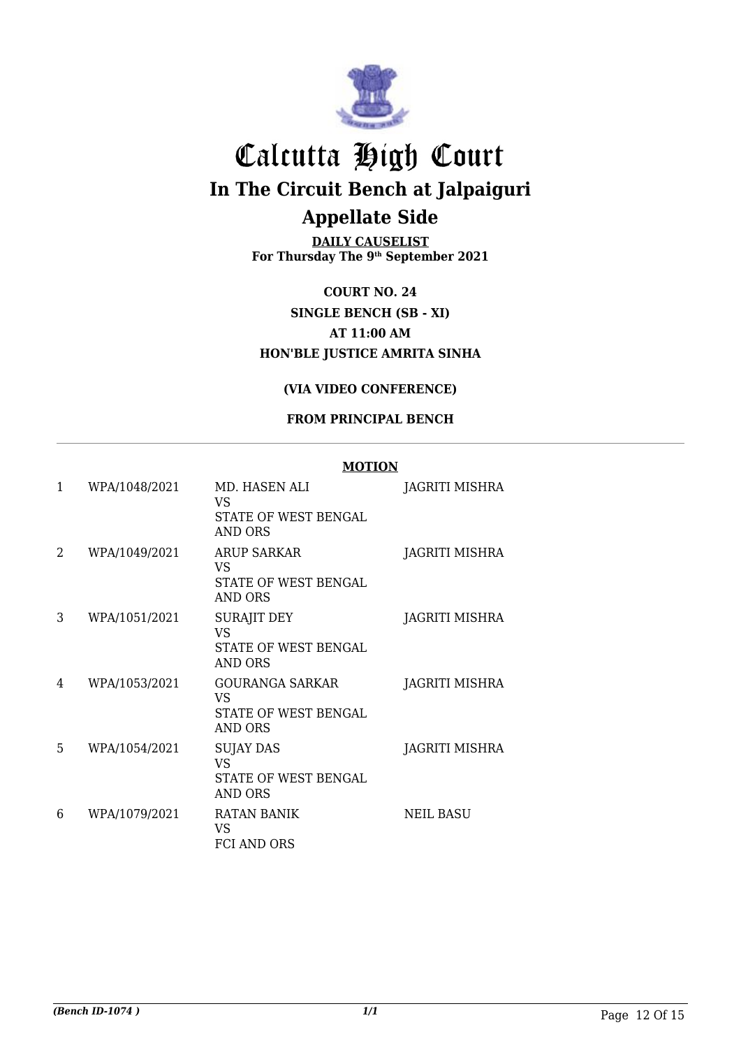# Calcutta High Court

## In The Circuit Bench at Jalpaiguri

## Appellate Side

**DAILY CAUSELIST**
**For Thursday The 9th September 2021**

**COURT NO. 24**
**SINGLE BENCH (SB - XI)**
**AT 11:00 AM**
**HON'BLE JUSTICE AMRITA SINHA**

**(VIA VIDEO CONFERENCE)**

**FROM PRINCIPAL BENCH**

**MOTION**

| | | | |
|---|---|---|---|
| 1 | WPA/1048/2021 | MD. HASEN ALI VS STATE OF WEST BENGAL AND ORS | JAGRITI MISHRA |
| 2 | WPA/1049/2021 | ARUP SARKAR VS STATE OF WEST BENGAL AND ORS | JAGRITI MISHRA |
| 3 | WPA/1051/2021 | SURAJIT DEY VS STATE OF WEST BENGAL AND ORS | JAGRITI MISHRA |
| 4 | WPA/1053/2021 | GOURANGA SARKAR VS STATE OF WEST BENGAL AND ORS | JAGRITI MISHRA |
| 5 | WPA/1054/2021 | SUJAY DAS VS STATE OF WEST BENGAL AND ORS | JAGRITI MISHRA |
| 6 | WPA/1079/2021 | RATAN BANIK VS FCI AND ORS | NEIL BASU |

*(Bench ID-1074 )*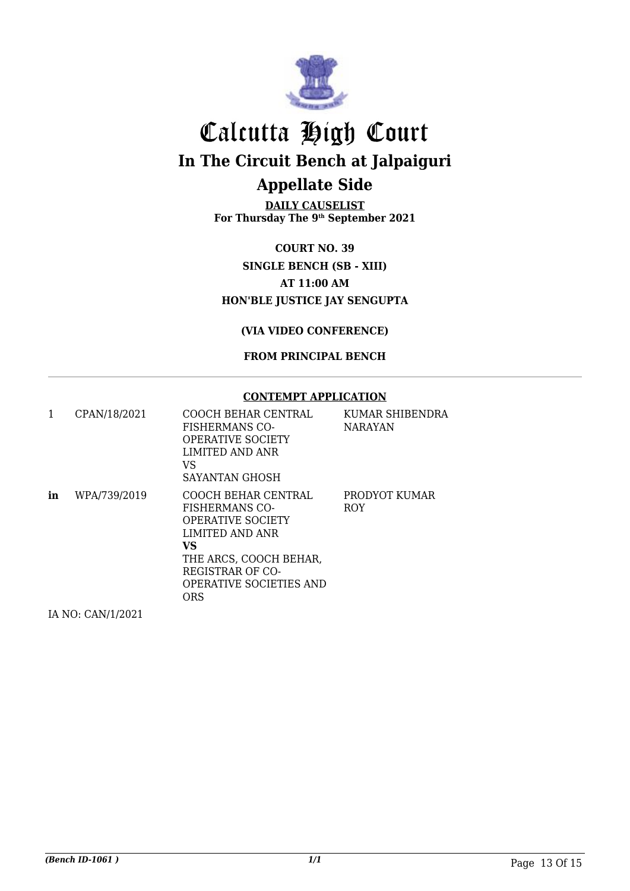# Calcutta High Court

## In The Circuit Bench at Jalpaiguri

## Appellate Side

**DAILY CAUSELIST**
**For Thursday The 9th September 2021**

**COURT NO. 39**

**SINGLE BENCH (SB - XIII)**

**AT 11:00 AM**

**HON'BLE JUSTICE JAY SENGUPTA**

**(VIA VIDEO CONFERENCE)**

**FROM PRINCIPAL BENCH**

**CONTEMPT APPLICATION**

| | | | |
|---|---|---|---|
| 1 | CPAN/18/2021 | COOCH BEHAR CENTRAL FISHERMANS CO-OPERATIVE SOCIETY LIMITED AND ANR<br>VS<br>SAYANTAN GHOSH | KUMAR SHIBENDRA NARAYAN |
| **in** | WPA/739/2019 | COOCH BEHAR CENTRAL FISHERMANS CO-OPERATIVE SOCIETY LIMITED AND ANR<br>**VS**<br>THE ARCS, COOCH BEHAR, REGISTRAR OF CO-OPERATIVE SOCIETIES AND ORS | PRODYOT KUMAR ROY |

IA NO: CAN/1/2021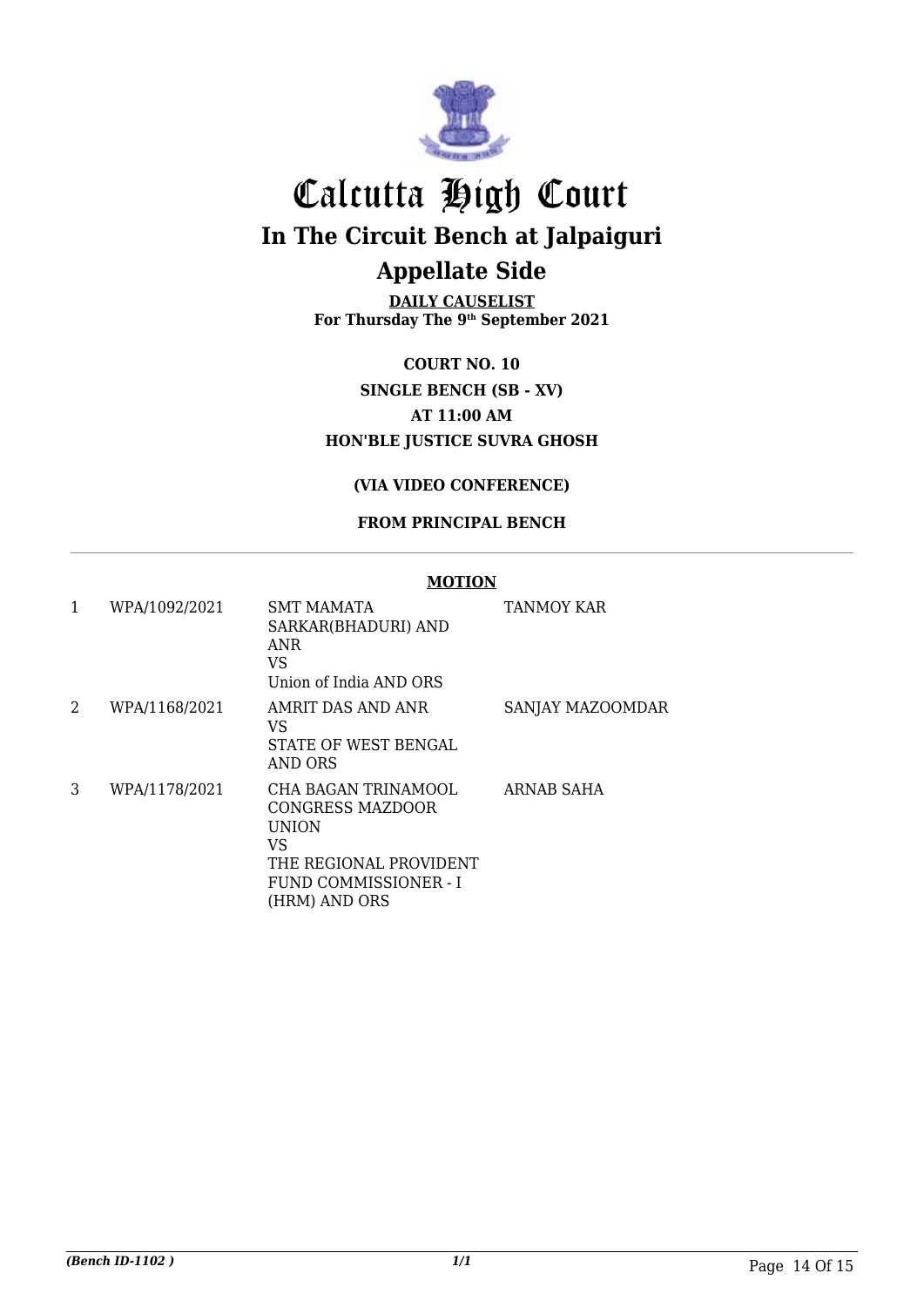# Calcutta High Court

## In The Circuit Bench at Jalpaiguri

## Appellate Side

**DAILY CAUSELIST**
**For Thursday The 9th September 2021**

**COURT NO. 10**
**SINGLE BENCH (SB - XV)**
**AT 11:00 AM**
**HON'BLE JUSTICE SUVRA GHOSH**

**(VIA VIDEO CONFERENCE)**

**FROM PRINCIPAL BENCH**

---

**MOTION**

| | | | |
|---|---|---|---|
| 1 | WPA/1092/2021 | SMT MAMATA SARKAR(BHADURI) AND ANR<br>VS<br>Union of India AND ORS | TANMOY KAR |
| 2 | WPA/1168/2021 | AMRIT DAS AND ANR<br>VS<br>STATE OF WEST BENGAL AND ORS | SANJAY MAZOOMDAR |
| 3 | WPA/1178/2021 | CHA BAGAN TRINAMOOL CONGRESS MAZDOOR UNION<br>VS<br>THE REGIONAL PROVIDENT FUND COMMISSIONER - I (HRM) AND ORS | ARNAB SAHA |

*(Bench ID-1102 )*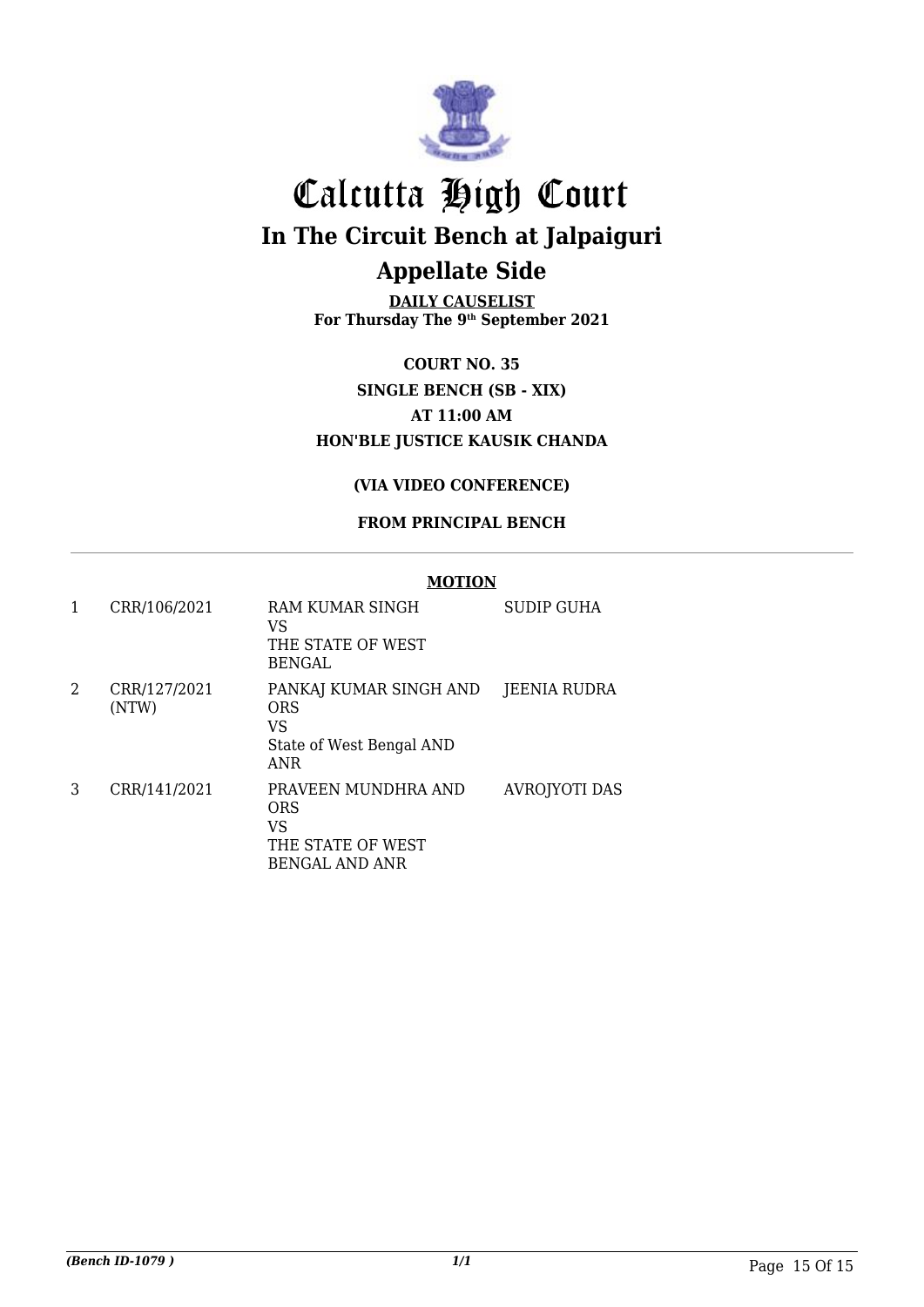# Calcutta High Court

## In The Circuit Bench at Jalpaiguri

## Appellate Side

**DAILY CAUSELIST**
**For Thursday The 9th September 2021**

**COURT NO. 35**
**SINGLE BENCH (SB - XIX)**
**AT 11:00 AM**
**HON'BLE JUSTICE KAUSIK CHANDA**

**(VIA VIDEO CONFERENCE)**

**FROM PRINCIPAL BENCH**

**MOTION**

| | | | |
|---|---|---|---|
| 1 | CRR/106/2021 | RAM KUMAR SINGH VS THE STATE OF WEST BENGAL | SUDIP GUHA |
| 2 | CRR/127/2021 (NTW) | PANKAJ KUMAR SINGH AND ORS VS State of West Bengal AND ANR | JEENIA RUDRA |
| 3 | CRR/141/2021 | PRAVEEN MUNDHRA AND ORS VS THE STATE OF WEST BENGAL AND ANR | AVROJYOTI DAS |

*(Bench ID-1079 )*